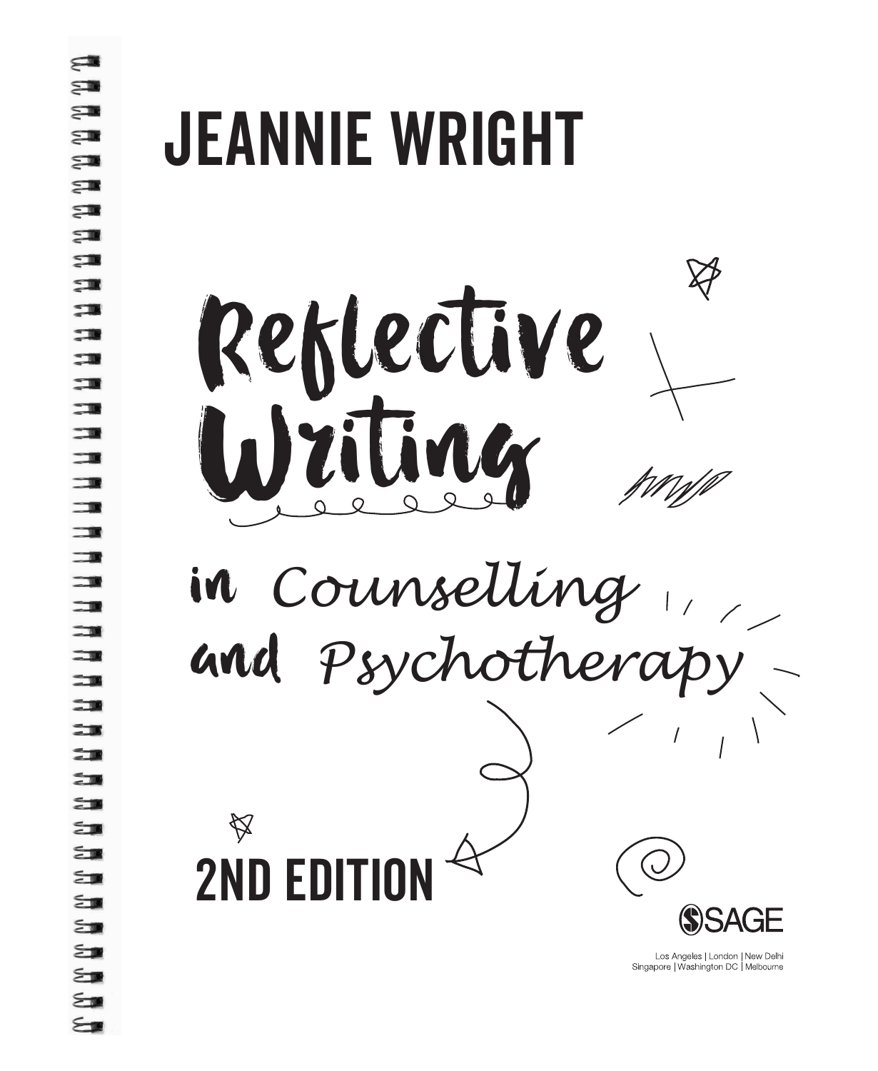JEANNIE WRIGHT

# Reflective Writing in Counselling and Psychotherapy

2ND EDITION

SAGE

Los Angeles | London | New Delhi
Singapore | Washington DC | Melbourne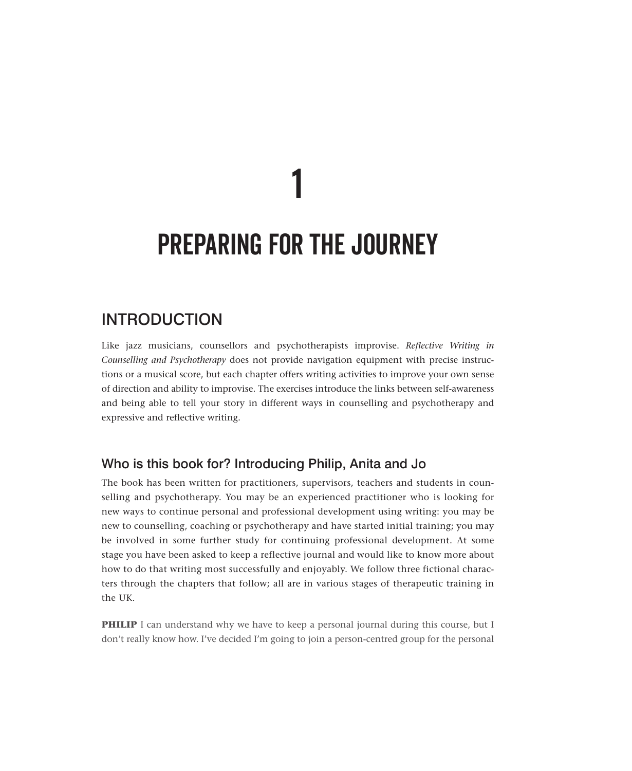# 1

# PREPARING FOR THE JOURNEY

## INTRODUCTION

Like jazz musicians, counsellors and psychotherapists improvise. *Reflective Writing in Counselling and Psychotherapy* does not provide navigation equipment with precise instructions or a musical score, but each chapter offers writing activities to improve your own sense of direction and ability to improvise. The exercises introduce the links between self-awareness and being able to tell your story in different ways in counselling and psychotherapy and expressive and reflective writing.

### Who is this book for? Introducing Philip, Anita and Jo

The book has been written for practitioners, supervisors, teachers and students in counselling and psychotherapy. You may be an experienced practitioner who is looking for new ways to continue personal and professional development using writing: you may be new to counselling, coaching or psychotherapy and have started initial training; you may be involved in some further study for continuing professional development. At some stage you have been asked to keep a reflective journal and would like to know more about how to do that writing most successfully and enjoyably. We follow three fictional characters through the chapters that follow; all are in various stages of therapeutic training in the UK.

**PHILIP** I can understand why we have to keep a personal journal during this course, but I don't really know how. I've decided I'm going to join a person-centred group for the personal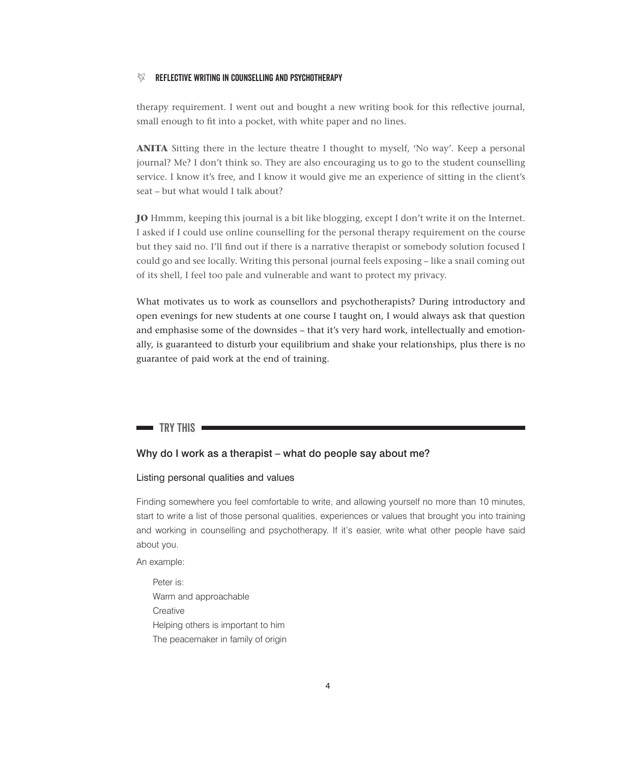therapy requirement. I went out and bought a new writing book for this reflective journal, small enough to fit into a pocket, with white paper and no lines.

**ANITA** Sitting there in the lecture theatre I thought to myself, 'No way'. Keep a personal journal? Me? I don't think so. They are also encouraging us to go to the student counselling service. I know it's free, and I know it would give me an experience of sitting in the client's seat – but what would I talk about?

**JO** Hmmm, keeping this journal is a bit like blogging, except I don't write it on the Internet. I asked if I could use online counselling for the personal therapy requirement on the course but they said no. I'll find out if there is a narrative therapist or somebody solution focused I could go and see locally. Writing this personal journal feels exposing – like a snail coming out of its shell, I feel too pale and vulnerable and want to protect my privacy.

What motivates us to work as counsellors and psychotherapists? During introductory and open evenings for new students at one course I taught on, I would always ask that question and emphasise some of the downsides – that it's very hard work, intellectually and emotionally, is guaranteed to disturb your equilibrium and shake your relationships, plus there is no guarantee of paid work at the end of training.

## TRY THIS

### Why do I work as a therapist – what do people say about me?

#### Listing personal qualities and values

Finding somewhere you feel comfortable to write, and allowing yourself no more than 10 minutes, start to write a list of those personal qualities, experiences or values that brought you into training and working in counselling and psychotherapy. If it's easier, write what other people have said about you.

An example:

> Peter is:
> Warm and approachable
> Creative
> Helping others is important to him
> The peacemaker in family of origin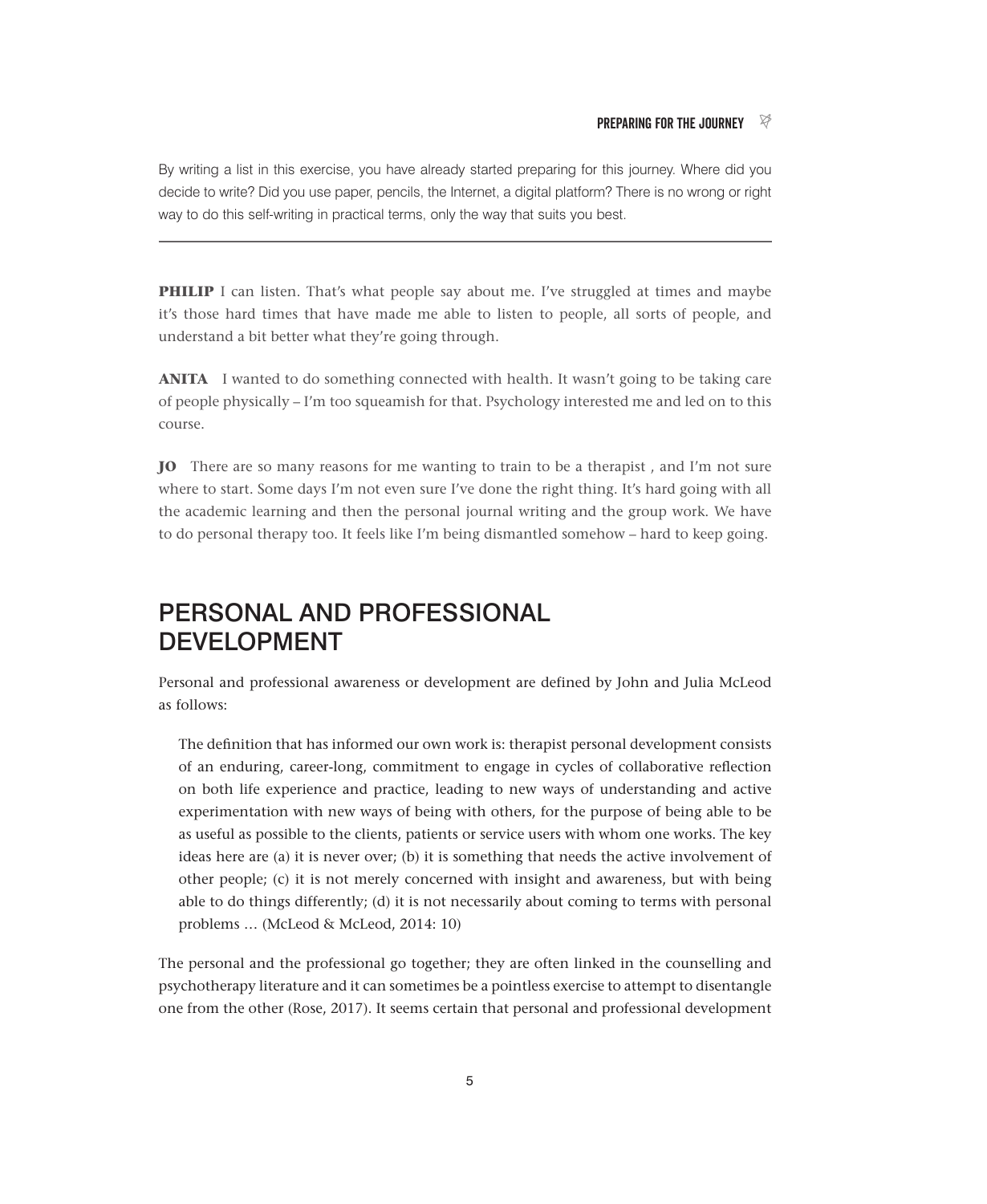By writing a list in this exercise, you have already started preparing for this journey. Where did you decide to write? Did you use paper, pencils, the Internet, a digital platform? There is no wrong or right way to do this self-writing in practical terms, only the way that suits you best.

---

**PHILIP** I can listen. That's what people say about me. I've struggled at times and maybe it's those hard times that have made me able to listen to people, all sorts of people, and understand a bit better what they're going through.

**ANITA** I wanted to do something connected with health. It wasn't going to be taking care of people physically – I'm too squeamish for that. Psychology interested me and led on to this course.

**JO** There are so many reasons for me wanting to train to be a therapist , and I'm not sure where to start. Some days I'm not even sure I've done the right thing. It's hard going with all the academic learning and then the personal journal writing and the group work. We have to do personal therapy too. It feels like I'm being dismantled somehow – hard to keep going.

## PERSONAL AND PROFESSIONAL DEVELOPMENT

Personal and professional awareness or development are defined by John and Julia McLeod as follows:

> The definition that has informed our own work is: therapist personal development consists of an enduring, career-long, commitment to engage in cycles of collaborative reflection on both life experience and practice, leading to new ways of understanding and active experimentation with new ways of being with others, for the purpose of being able to be as useful as possible to the clients, patients or service users with whom one works. The key ideas here are (a) it is never over; (b) it is something that needs the active involvement of other people; (c) it is not merely concerned with insight and awareness, but with being able to do things differently; (d) it is not necessarily about coming to terms with personal problems … (McLeod & McLeod, 2014: 10)

The personal and the professional go together; they are often linked in the counselling and psychotherapy literature and it can sometimes be a pointless exercise to attempt to disentangle one from the other (Rose, 2017). It seems certain that personal and professional development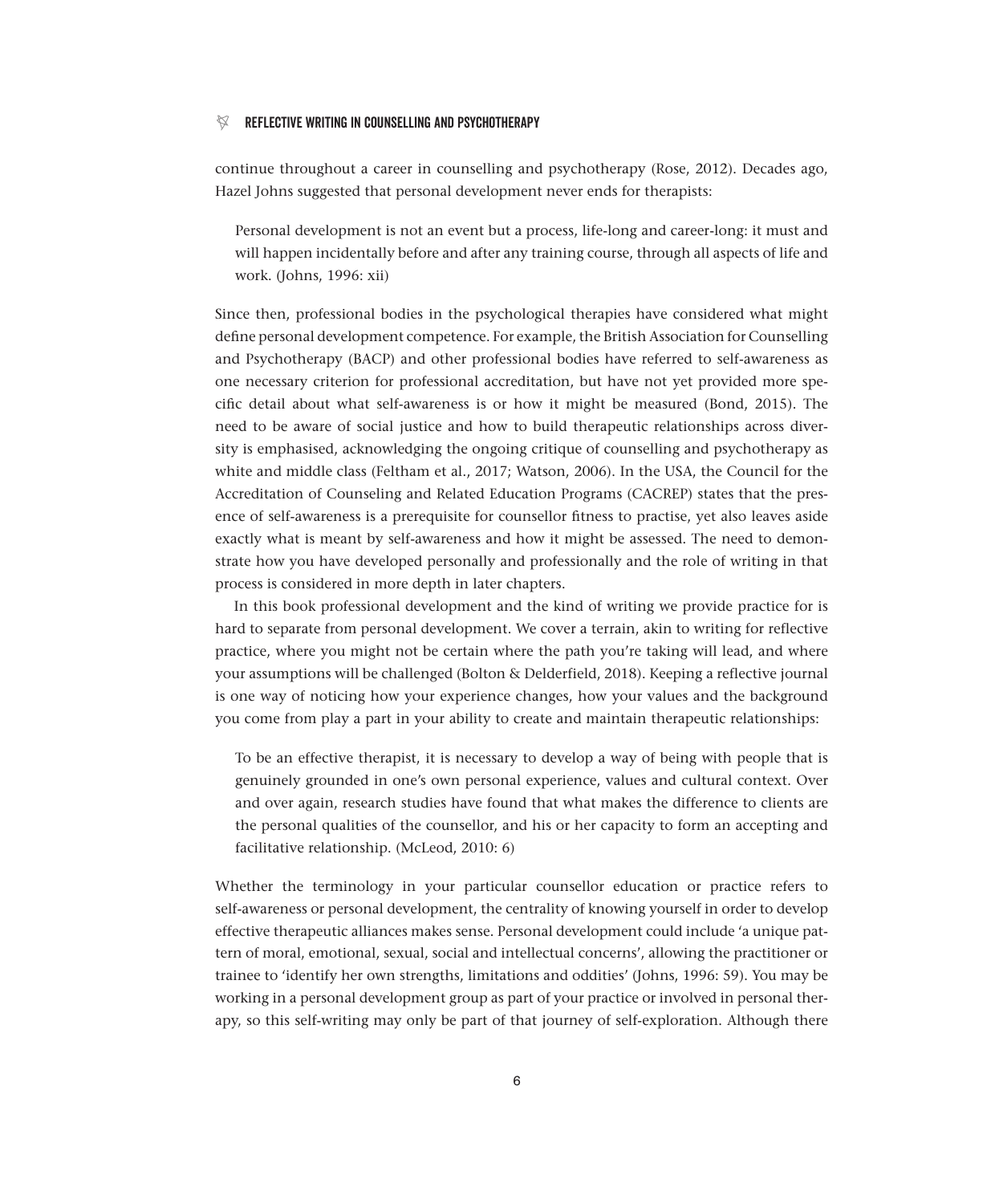continue throughout a career in counselling and psychotherapy (Rose, 2012). Decades ago, Hazel Johns suggested that personal development never ends for therapists:

> Personal development is not an event but a process, life-long and career-long: it must and will happen incidentally before and after any training course, through all aspects of life and work. (Johns, 1996: xii)

Since then, professional bodies in the psychological therapies have considered what might define personal development competence. For example, the British Association for Counselling and Psychotherapy (BACP) and other professional bodies have referred to self-awareness as one necessary criterion for professional accreditation, but have not yet provided more specific detail about what self-awareness is or how it might be measured (Bond, 2015). The need to be aware of social justice and how to build therapeutic relationships across diversity is emphasised, acknowledging the ongoing critique of counselling and psychotherapy as white and middle class (Feltham et al., 2017; Watson, 2006). In the USA, the Council for the Accreditation of Counseling and Related Education Programs (CACREP) states that the presence of self-awareness is a prerequisite for counsellor fitness to practise, yet also leaves aside exactly what is meant by self-awareness and how it might be assessed. The need to demonstrate how you have developed personally and professionally and the role of writing in that process is considered in more depth in later chapters.

In this book professional development and the kind of writing we provide practice for is hard to separate from personal development. We cover a terrain, akin to writing for reflective practice, where you might not be certain where the path you're taking will lead, and where your assumptions will be challenged (Bolton & Delderfield, 2018). Keeping a reflective journal is one way of noticing how your experience changes, how your values and the background you come from play a part in your ability to create and maintain therapeutic relationships:

> To be an effective therapist, it is necessary to develop a way of being with people that is genuinely grounded in one's own personal experience, values and cultural context. Over and over again, research studies have found that what makes the difference to clients are the personal qualities of the counsellor, and his or her capacity to form an accepting and facilitative relationship. (McLeod, 2010: 6)

Whether the terminology in your particular counsellor education or practice refers to self-awareness or personal development, the centrality of knowing yourself in order to develop effective therapeutic alliances makes sense. Personal development could include 'a unique pattern of moral, emotional, sexual, social and intellectual concerns', allowing the practitioner or trainee to 'identify her own strengths, limitations and oddities' (Johns, 1996: 59). You may be working in a personal development group as part of your practice or involved in personal therapy, so this self-writing may only be part of that journey of self-exploration. Although there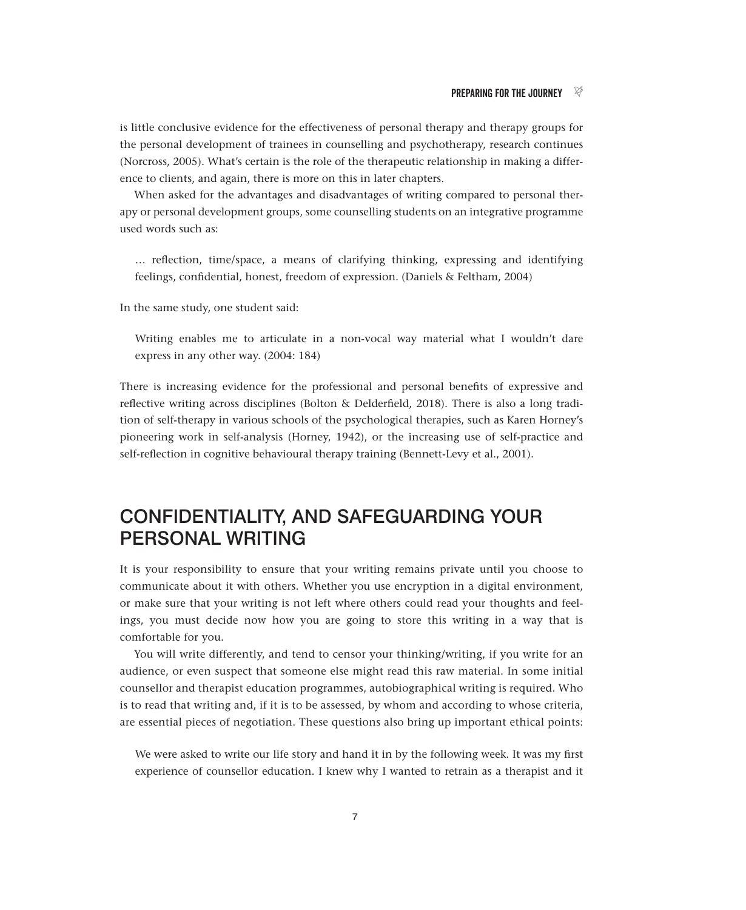is little conclusive evidence for the effectiveness of personal therapy and therapy groups for the personal development of trainees in counselling and psychotherapy, research continues (Norcross, 2005). What's certain is the role of the therapeutic relationship in making a difference to clients, and again, there is more on this in later chapters.

When asked for the advantages and disadvantages of writing compared to personal therapy or personal development groups, some counselling students on an integrative programme used words such as:

> … reflection, time/space, a means of clarifying thinking, expressing and identifying feelings, confidential, honest, freedom of expression. (Daniels & Feltham, 2004)

In the same study, one student said:

> Writing enables me to articulate in a non-vocal way material what I wouldn't dare express in any other way. (2004: 184)

There is increasing evidence for the professional and personal benefits of expressive and reflective writing across disciplines (Bolton & Delderfield, 2018). There is also a long tradition of self-therapy in various schools of the psychological therapies, such as Karen Horney's pioneering work in self-analysis (Horney, 1942), or the increasing use of self-practice and self-reflection in cognitive behavioural therapy training (Bennett-Levy et al., 2001).

## CONFIDENTIALITY, AND SAFEGUARDING YOUR PERSONAL WRITING

It is your responsibility to ensure that your writing remains private until you choose to communicate about it with others. Whether you use encryption in a digital environment, or make sure that your writing is not left where others could read your thoughts and feelings, you must decide now how you are going to store this writing in a way that is comfortable for you.

You will write differently, and tend to censor your thinking/writing, if you write for an audience, or even suspect that someone else might read this raw material. In some initial counsellor and therapist education programmes, autobiographical writing is required. Who is to read that writing and, if it is to be assessed, by whom and according to whose criteria, are essential pieces of negotiation. These questions also bring up important ethical points:

> We were asked to write our life story and hand it in by the following week. It was my first experience of counsellor education. I knew why I wanted to retrain as a therapist and it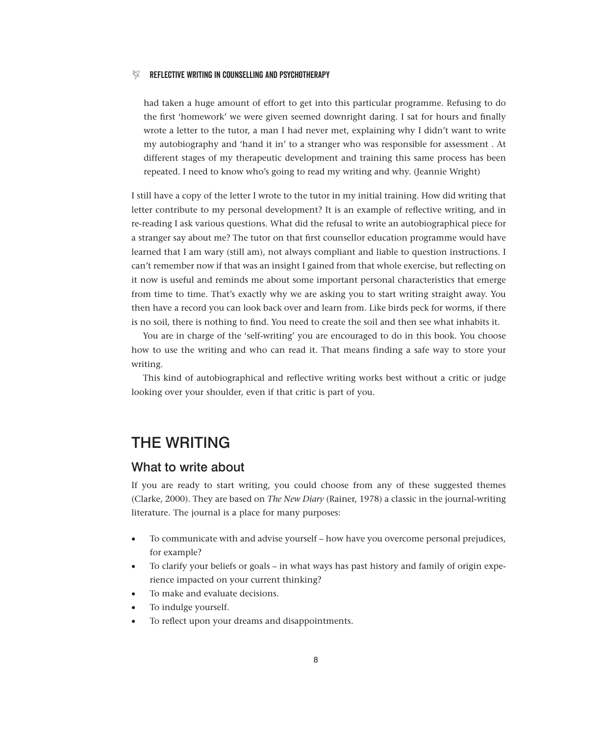> had taken a huge amount of effort to get into this particular programme. Refusing to do the first 'homework' we were given seemed downright daring. I sat for hours and finally wrote a letter to the tutor, a man I had never met, explaining why I didn't want to write my autobiography and 'hand it in' to a stranger who was responsible for assessment . At different stages of my therapeutic development and training this same process has been repeated. I need to know who's going to read my writing and why. (Jeannie Wright)

I still have a copy of the letter I wrote to the tutor in my initial training. How did writing that letter contribute to my personal development? It is an example of reflective writing, and in re-reading I ask various questions. What did the refusal to write an autobiographical piece for a stranger say about me? The tutor on that first counsellor education programme would have learned that I am wary (still am), not always compliant and liable to question instructions. I can't remember now if that was an insight I gained from that whole exercise, but reflecting on it now is useful and reminds me about some important personal characteristics that emerge from time to time. That's exactly why we are asking you to start writing straight away. You then have a record you can look back over and learn from. Like birds peck for worms, if there is no soil, there is nothing to find. You need to create the soil and then see what inhabits it.

You are in charge of the 'self-writing' you are encouraged to do in this book. You choose how to use the writing and who can read it. That means finding a safe way to store your writing.

This kind of autobiographical and reflective writing works best without a critic or judge looking over your shoulder, even if that critic is part of you.

## THE WRITING

### What to write about

If you are ready to start writing, you could choose from any of these suggested themes (Clarke, 2000). They are based on *The New Diary* (Rainer, 1978) a classic in the journal-writing literature. The journal is a place for many purposes:

- To communicate with and advise yourself – how have you overcome personal prejudices, for example?
- To clarify your beliefs or goals – in what ways has past history and family of origin experience impacted on your current thinking?
- To make and evaluate decisions.
- To indulge yourself.
- To reflect upon your dreams and disappointments.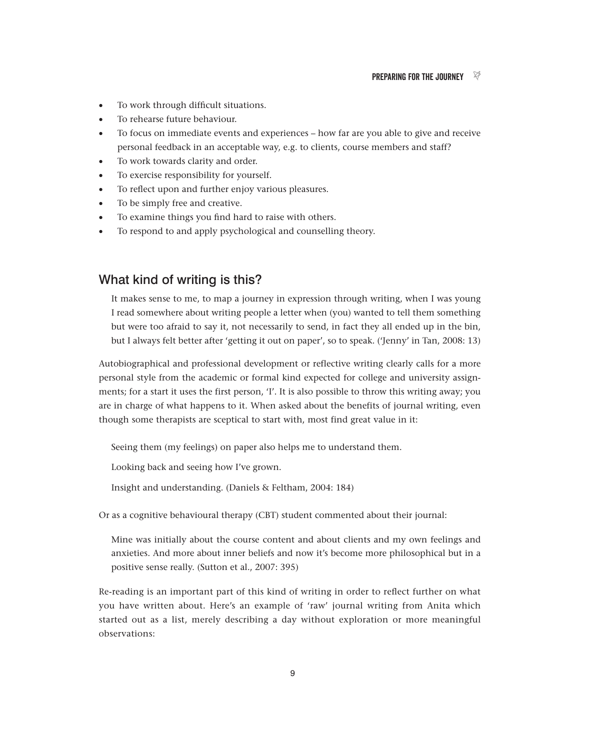- To work through difficult situations.
- To rehearse future behaviour.
- To focus on immediate events and experiences – how far are you able to give and receive personal feedback in an acceptable way, e.g. to clients, course members and staff?
- To work towards clarity and order.
- To exercise responsibility for yourself.
- To reflect upon and further enjoy various pleasures.
- To be simply free and creative.
- To examine things you find hard to raise with others.
- To respond to and apply psychological and counselling theory.

## What kind of writing is this?

> It makes sense to me, to map a journey in expression through writing, when I was young I read somewhere about writing people a letter when (you) wanted to tell them something but were too afraid to say it, not necessarily to send, in fact they all ended up in the bin, but I always felt better after 'getting it out on paper', so to speak. ('Jenny' in Tan, 2008: 13)

Autobiographical and professional development or reflective writing clearly calls for a more personal style from the academic or formal kind expected for college and university assignments; for a start it uses the first person, 'I'. It is also possible to throw this writing away; you are in charge of what happens to it. When asked about the benefits of journal writing, even though some therapists are sceptical to start with, most find great value in it:

> Seeing them (my feelings) on paper also helps me to understand them.
>
> Looking back and seeing how I've grown.
>
> Insight and understanding. (Daniels & Feltham, 2004: 184)

Or as a cognitive behavioural therapy (CBT) student commented about their journal:

> Mine was initially about the course content and about clients and my own feelings and anxieties. And more about inner beliefs and now it's become more philosophical but in a positive sense really. (Sutton et al., 2007: 395)

Re-reading is an important part of this kind of writing in order to reflect further on what you have written about. Here's an example of 'raw' journal writing from Anita which started out as a list, merely describing a day without exploration or more meaningful observations: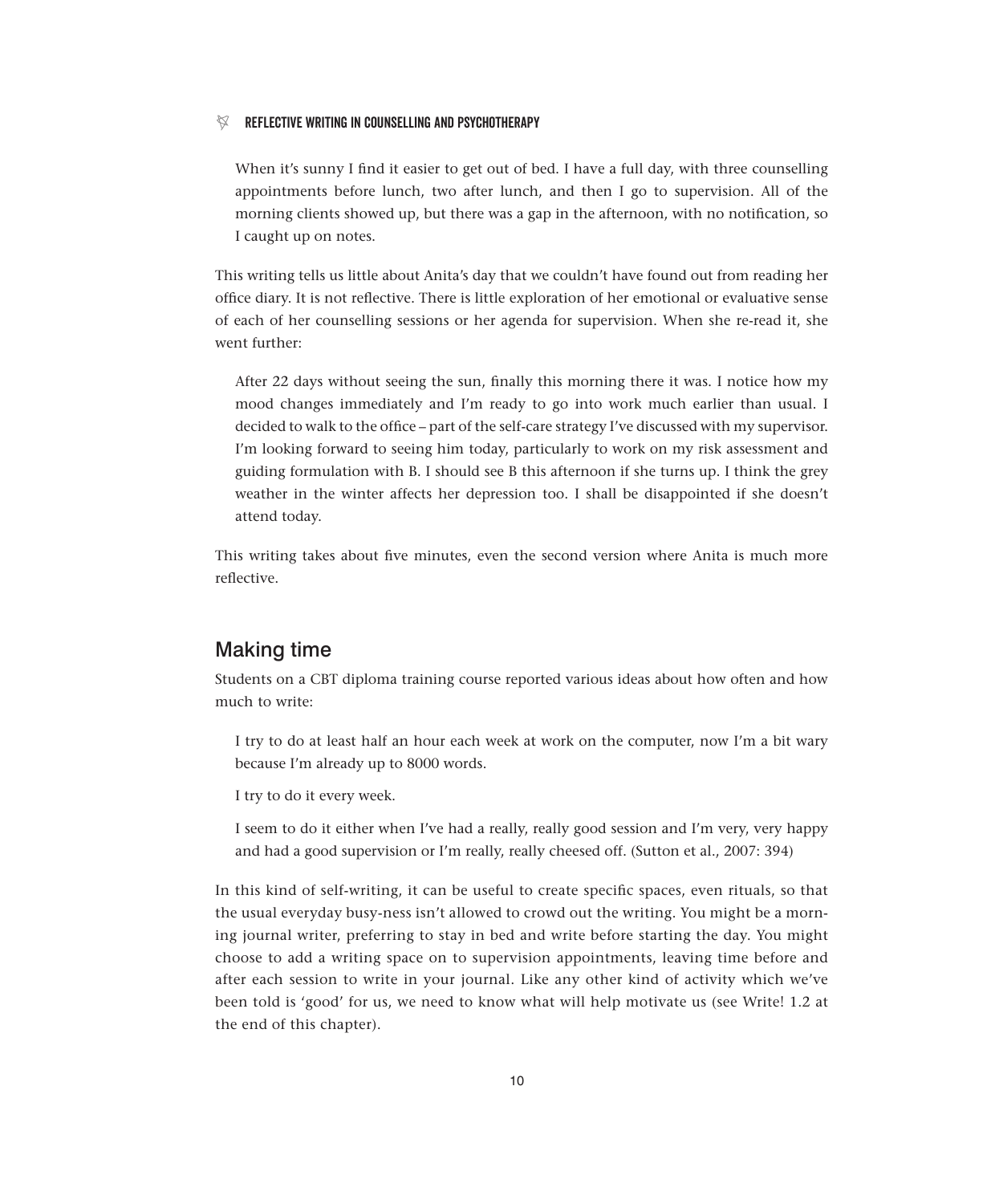> When it's sunny I find it easier to get out of bed. I have a full day, with three counselling appointments before lunch, two after lunch, and then I go to supervision. All of the morning clients showed up, but there was a gap in the afternoon, with no notification, so I caught up on notes.

This writing tells us little about Anita's day that we couldn't have found out from reading her office diary. It is not reflective. There is little exploration of her emotional or evaluative sense of each of her counselling sessions or her agenda for supervision. When she re-read it, she went further:

> After 22 days without seeing the sun, finally this morning there it was. I notice how my mood changes immediately and I'm ready to go into work much earlier than usual. I decided to walk to the office – part of the self-care strategy I've discussed with my supervisor. I'm looking forward to seeing him today, particularly to work on my risk assessment and guiding formulation with B. I should see B this afternoon if she turns up. I think the grey weather in the winter affects her depression too. I shall be disappointed if she doesn't attend today.

This writing takes about five minutes, even the second version where Anita is much more reflective.

## Making time

Students on a CBT diploma training course reported various ideas about how often and how much to write:

> I try to do at least half an hour each week at work on the computer, now I'm a bit wary because I'm already up to 8000 words.
>
> I try to do it every week.
>
> I seem to do it either when I've had a really, really good session and I'm very, very happy and had a good supervision or I'm really, really cheesed off. (Sutton et al., 2007: 394)

In this kind of self-writing, it can be useful to create specific spaces, even rituals, so that the usual everyday busy-ness isn't allowed to crowd out the writing. You might be a morning journal writer, preferring to stay in bed and write before starting the day. You might choose to add a writing space on to supervision appointments, leaving time before and after each session to write in your journal. Like any other kind of activity which we've been told is 'good' for us, we need to know what will help motivate us (see Write! 1.2 at the end of this chapter).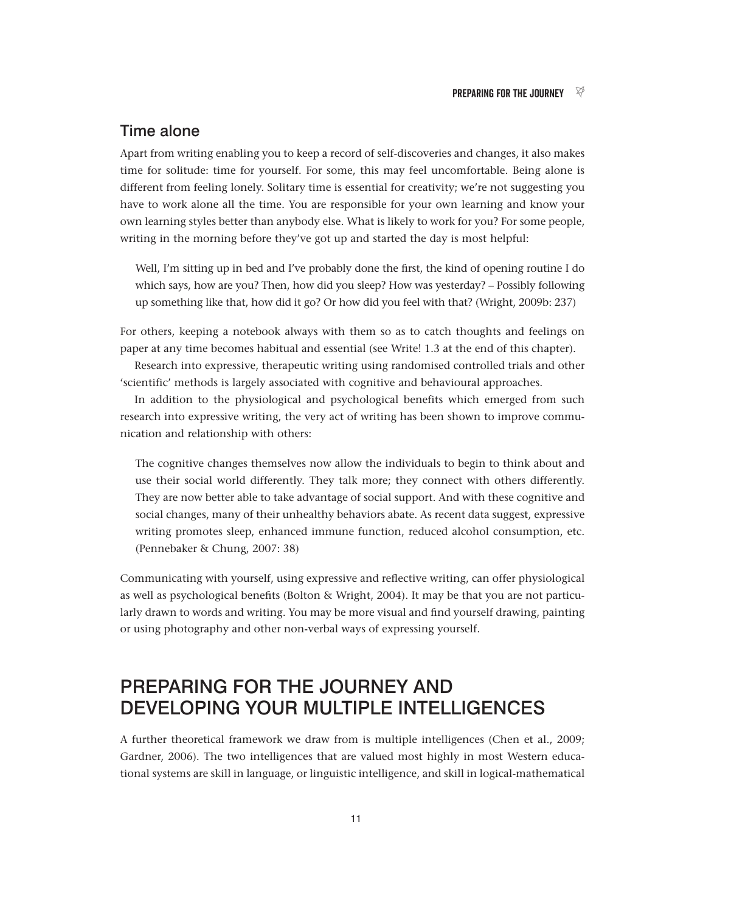## Time alone

Apart from writing enabling you to keep a record of self-discoveries and changes, it also makes time for solitude: time for yourself. For some, this may feel uncomfortable. Being alone is different from feeling lonely. Solitary time is essential for creativity; we're not suggesting you have to work alone all the time. You are responsible for your own learning and know your own learning styles better than anybody else. What is likely to work for you? For some people, writing in the morning before they've got up and started the day is most helpful:

> Well, I'm sitting up in bed and I've probably done the first, the kind of opening routine I do which says, how are you? Then, how did you sleep? How was yesterday? – Possibly following up something like that, how did it go? Or how did you feel with that? (Wright, 2009b: 237)

For others, keeping a notebook always with them so as to catch thoughts and feelings on paper at any time becomes habitual and essential (see Write! 1.3 at the end of this chapter).

Research into expressive, therapeutic writing using randomised controlled trials and other 'scientific' methods is largely associated with cognitive and behavioural approaches.

In addition to the physiological and psychological benefits which emerged from such research into expressive writing, the very act of writing has been shown to improve communication and relationship with others:

> The cognitive changes themselves now allow the individuals to begin to think about and use their social world differently. They talk more; they connect with others differently. They are now better able to take advantage of social support. And with these cognitive and social changes, many of their unhealthy behaviors abate. As recent data suggest, expressive writing promotes sleep, enhanced immune function, reduced alcohol consumption, etc. (Pennebaker & Chung, 2007: 38)

Communicating with yourself, using expressive and reflective writing, can offer physiological as well as psychological benefits (Bolton & Wright, 2004). It may be that you are not particularly drawn to words and writing. You may be more visual and find yourself drawing, painting or using photography and other non-verbal ways of expressing yourself.

# PREPARING FOR THE JOURNEY AND DEVELOPING YOUR MULTIPLE INTELLIGENCES

A further theoretical framework we draw from is multiple intelligences (Chen et al., 2009; Gardner, 2006). The two intelligences that are valued most highly in most Western educational systems are skill in language, or linguistic intelligence, and skill in logical-mathematical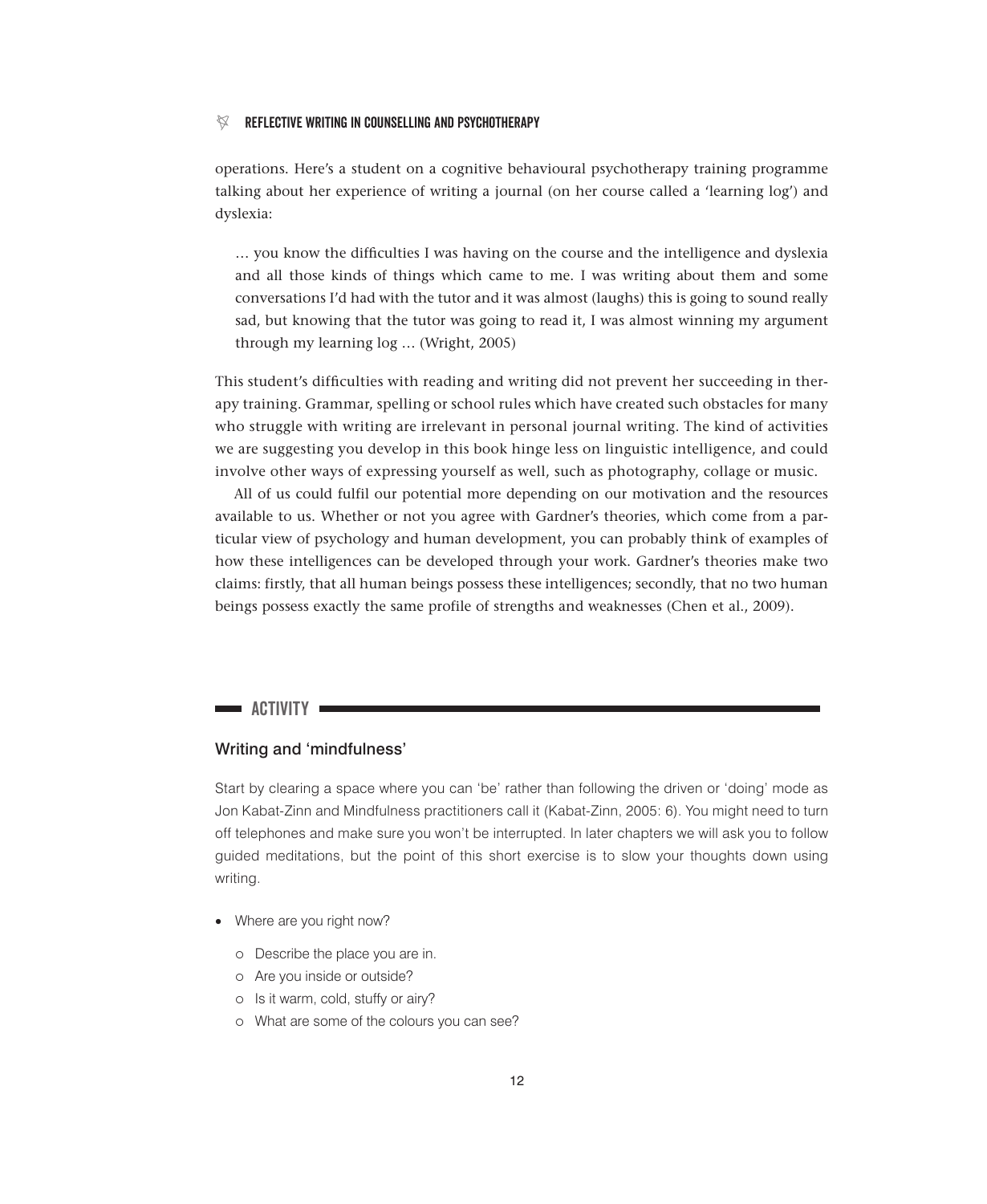operations. Here's a student on a cognitive behavioural psychotherapy training programme talking about her experience of writing a journal (on her course called a 'learning log') and dyslexia:

> … you know the difficulties I was having on the course and the intelligence and dyslexia and all those kinds of things which came to me. I was writing about them and some conversations I'd had with the tutor and it was almost (laughs) this is going to sound really sad, but knowing that the tutor was going to read it, I was almost winning my argument through my learning log … (Wright, 2005)

This student's difficulties with reading and writing did not prevent her succeeding in therapy training. Grammar, spelling or school rules which have created such obstacles for many who struggle with writing are irrelevant in personal journal writing. The kind of activities we are suggesting you develop in this book hinge less on linguistic intelligence, and could involve other ways of expressing yourself as well, such as photography, collage or music.

All of us could fulfil our potential more depending on our motivation and the resources available to us. Whether or not you agree with Gardner's theories, which come from a particular view of psychology and human development, you can probably think of examples of how these intelligences can be developed through your work. Gardner's theories make two claims: firstly, that all human beings possess these intelligences; secondly, that no two human beings possess exactly the same profile of strengths and weaknesses (Chen et al., 2009).

## ACTIVITY

### Writing and 'mindfulness'

Start by clearing a space where you can 'be' rather than following the driven or 'doing' mode as Jon Kabat-Zinn and Mindfulness practitioners call it (Kabat-Zinn, 2005: 6). You might need to turn off telephones and make sure you won't be interrupted. In later chapters we will ask you to follow guided meditations, but the point of this short exercise is to slow your thoughts down using writing.

- Where are you right now?
  - Describe the place you are in.
  - Are you inside or outside?
  - Is it warm, cold, stuffy or airy?
  - What are some of the colours you can see?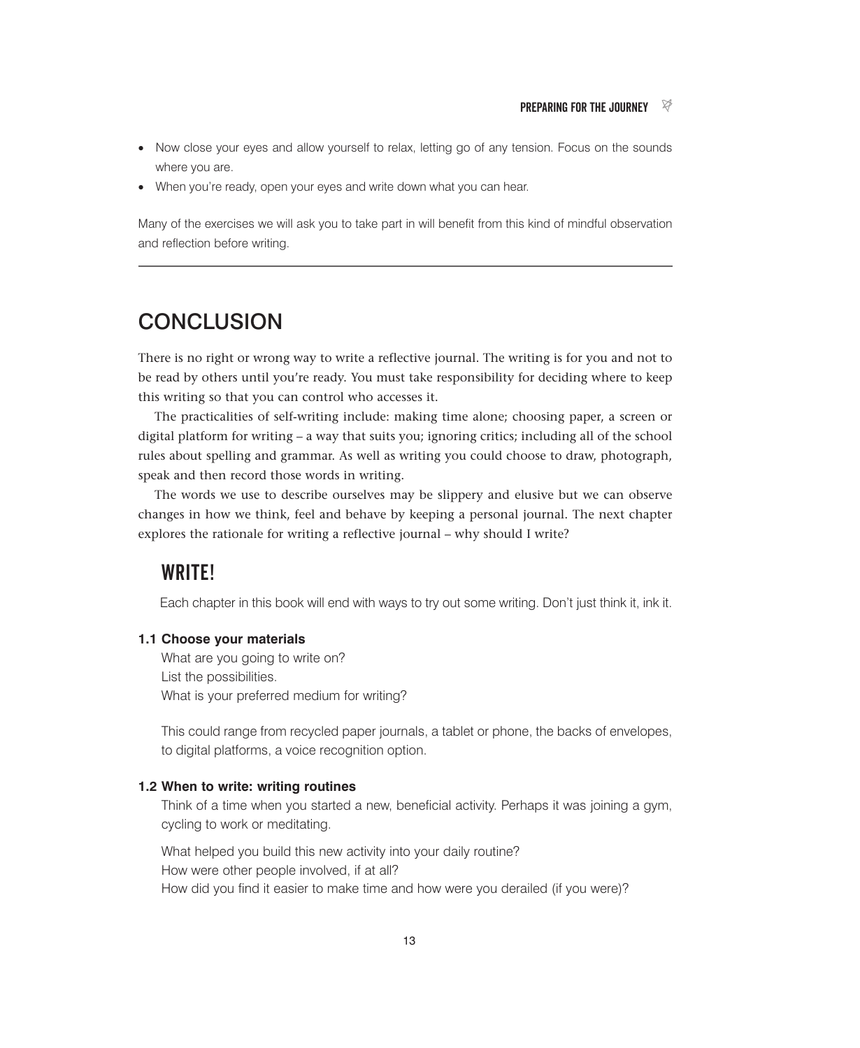- Now close your eyes and allow yourself to relax, letting go of any tension. Focus on the sounds where you are.
- When you're ready, open your eyes and write down what you can hear.

Many of the exercises we will ask you to take part in will benefit from this kind of mindful observation and reflection before writing.

---

## CONCLUSION

There is no right or wrong way to write a reflective journal. The writing is for you and not to be read by others until you're ready. You must take responsibility for deciding where to keep this writing so that you can control who accesses it.

The practicalities of self-writing include: making time alone; choosing paper, a screen or digital platform for writing – a way that suits you; ignoring critics; including all of the school rules about spelling and grammar. As well as writing you could choose to draw, photograph, speak and then record those words in writing.

The words we use to describe ourselves may be slippery and elusive but we can observe changes in how we think, feel and behave by keeping a personal journal. The next chapter explores the rationale for writing a reflective journal – why should I write?

### WRITE!

Each chapter in this book will end with ways to try out some writing. Don't just think it, ink it.

**1.1 Choose your materials**

What are you going to write on?
List the possibilities.
What is your preferred medium for writing?

This could range from recycled paper journals, a tablet or phone, the backs of envelopes, to digital platforms, a voice recognition option.

**1.2 When to write: writing routines**

Think of a time when you started a new, beneficial activity. Perhaps it was joining a gym, cycling to work or meditating.

What helped you build this new activity into your daily routine?
How were other people involved, if at all?
How did you find it easier to make time and how were you derailed (if you were)?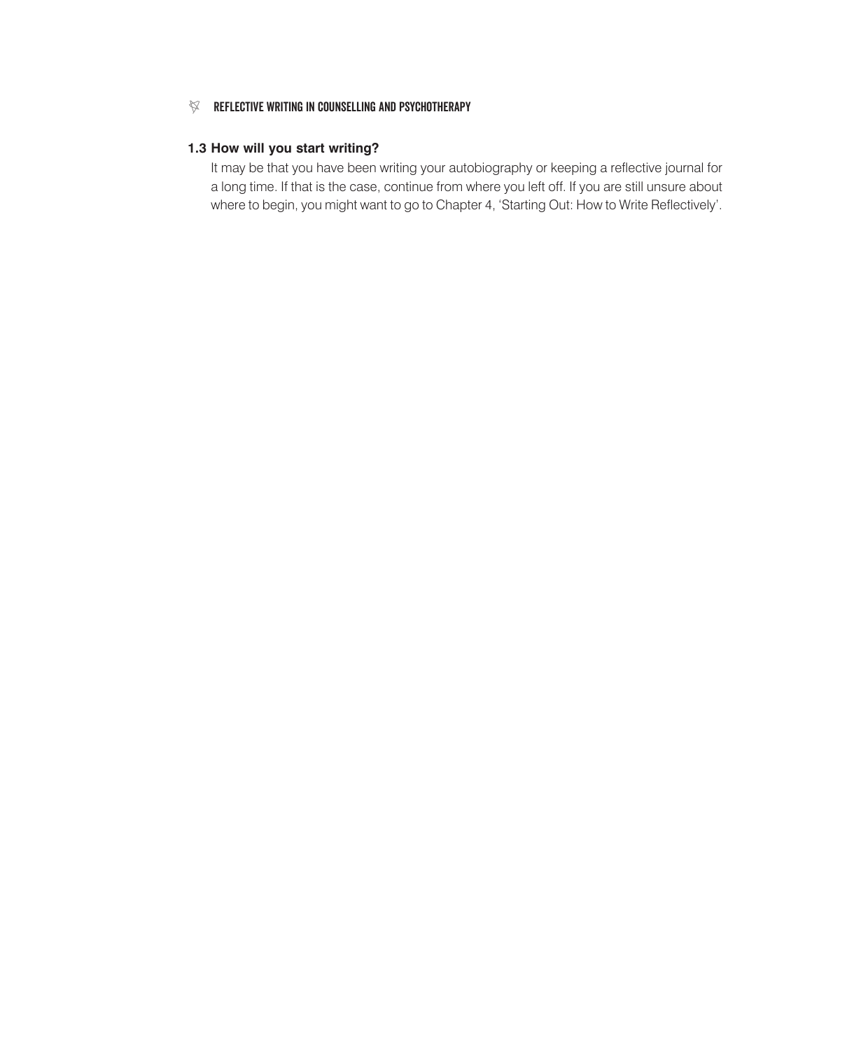## 1.3 How will you start writing?

It may be that you have been writing your autobiography or keeping a reflective journal for a long time. If that is the case, continue from where you left off. If you are still unsure about where to begin, you might want to go to Chapter 4, 'Starting Out: How to Write Reflectively'.